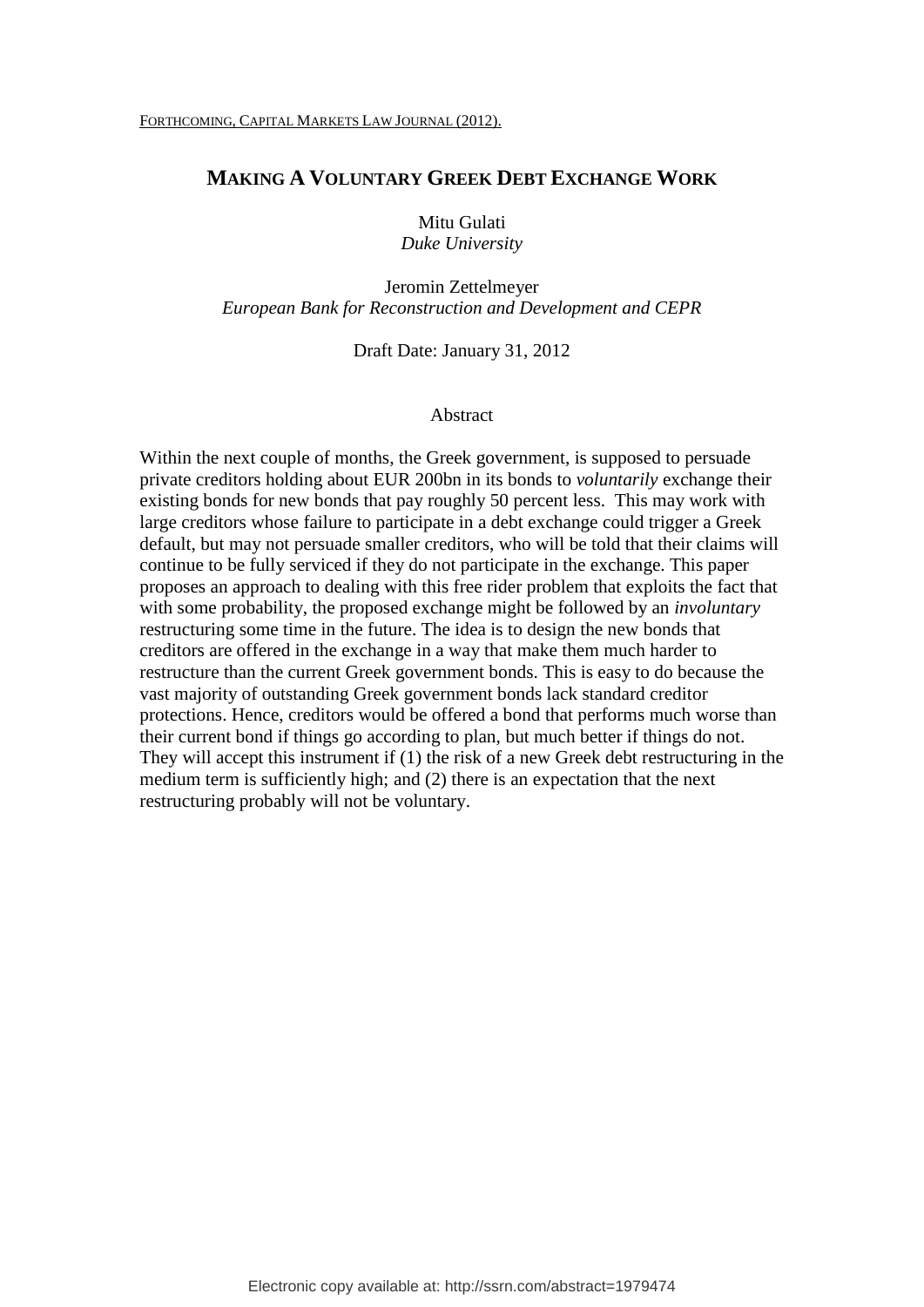FORTHCOMING, CAPITAL MARKETS LAW JOURNAL (2012).

# MAKING A VOLUNTARY GREEK DEBT EXCHANGE WORK

Mitu Gulati
*Duke University*

Jeromin Zettelmeyer
*European Bank for Reconstruction and Development and CEPR*

Draft Date: January 31, 2012

## Abstract

Within the next couple of months, the Greek government, is supposed to persuade private creditors holding about EUR 200bn in its bonds to *voluntarily* exchange their existing bonds for new bonds that pay roughly 50 percent less. This may work with large creditors whose failure to participate in a debt exchange could trigger a Greek default, but may not persuade smaller creditors, who will be told that their claims will continue to be fully serviced if they do not participate in the exchange. This paper proposes an approach to dealing with this free rider problem that exploits the fact that with some probability, the proposed exchange might be followed by an *involuntary* restructuring some time in the future. The idea is to design the new bonds that creditors are offered in the exchange in a way that make them much harder to restructure than the current Greek government bonds. This is easy to do because the vast majority of outstanding Greek government bonds lack standard creditor protections. Hence, creditors would be offered a bond that performs much worse than their current bond if things go according to plan, but much better if things do not. They will accept this instrument if (1) the risk of a new Greek debt restructuring in the medium term is sufficiently high; and (2) there is an expectation that the next restructuring probably will not be voluntary.

Electronic copy available at: http://ssrn.com/abstract=1979474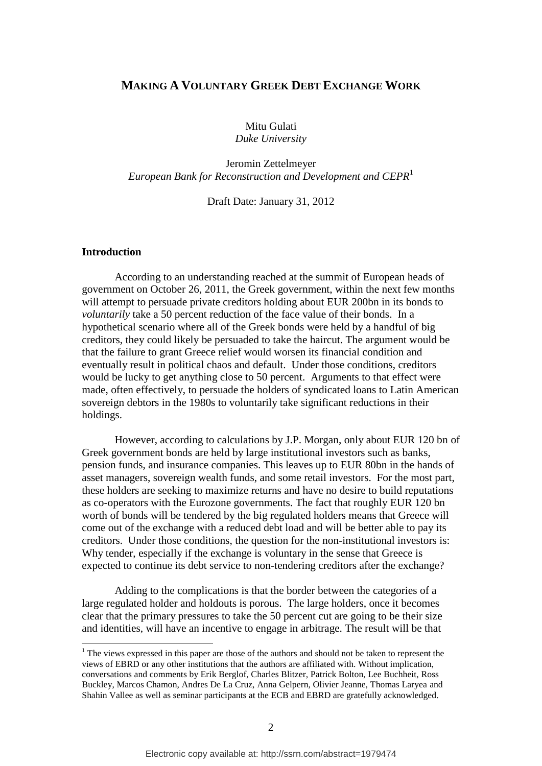# MAKING A VOLUNTARY GREEK DEBT EXCHANGE WORK

Mitu Gulati
*Duke University*

Jeromin Zettelmeyer
*European Bank for Reconstruction and Development and CEPR*[1]

Draft Date: January 31, 2012

## Introduction

According to an understanding reached at the summit of European heads of government on October 26, 2011, the Greek government, within the next few months will attempt to persuade private creditors holding about EUR 200bn in its bonds to *voluntarily* take a 50 percent reduction of the face value of their bonds. In a hypothetical scenario where all of the Greek bonds were held by a handful of big creditors, they could likely be persuaded to take the haircut. The argument would be that the failure to grant Greece relief would worsen its financial condition and eventually result in political chaos and default. Under those conditions, creditors would be lucky to get anything close to 50 percent. Arguments to that effect were made, often effectively, to persuade the holders of syndicated loans to Latin American sovereign debtors in the 1980s to voluntarily take significant reductions in their holdings.

However, according to calculations by J.P. Morgan, only about EUR 120 bn of Greek government bonds are held by large institutional investors such as banks, pension funds, and insurance companies. This leaves up to EUR 80bn in the hands of asset managers, sovereign wealth funds, and some retail investors. For the most part, these holders are seeking to maximize returns and have no desire to build reputations as co-operators with the Eurozone governments. The fact that roughly EUR 120 bn worth of bonds will be tendered by the big regulated holders means that Greece will come out of the exchange with a reduced debt load and will be better able to pay its creditors. Under those conditions, the question for the non-institutional investors is: Why tender, especially if the exchange is voluntary in the sense that Greece is expected to continue its debt service to non-tendering creditors after the exchange?

Adding to the complications is that the border between the categories of a large regulated holder and holdouts is porous. The large holders, once it becomes clear that the primary pressures to take the 50 percent cut are going to be their size and identities, will have an incentive to engage in arbitrage. The result will be that

[1] The views expressed in this paper are those of the authors and should not be taken to represent the views of EBRD or any other institutions that the authors are affiliated with. Without implication, conversations and comments by Erik Berglof, Charles Blitzer, Patrick Bolton, Lee Buchheit, Ross Buckley, Marcos Chamon, Andres De La Cruz, Anna Gelpern, Olivier Jeanne, Thomas Laryea and Shahin Vallee as well as seminar participants at the ECB and EBRD are gratefully acknowledged.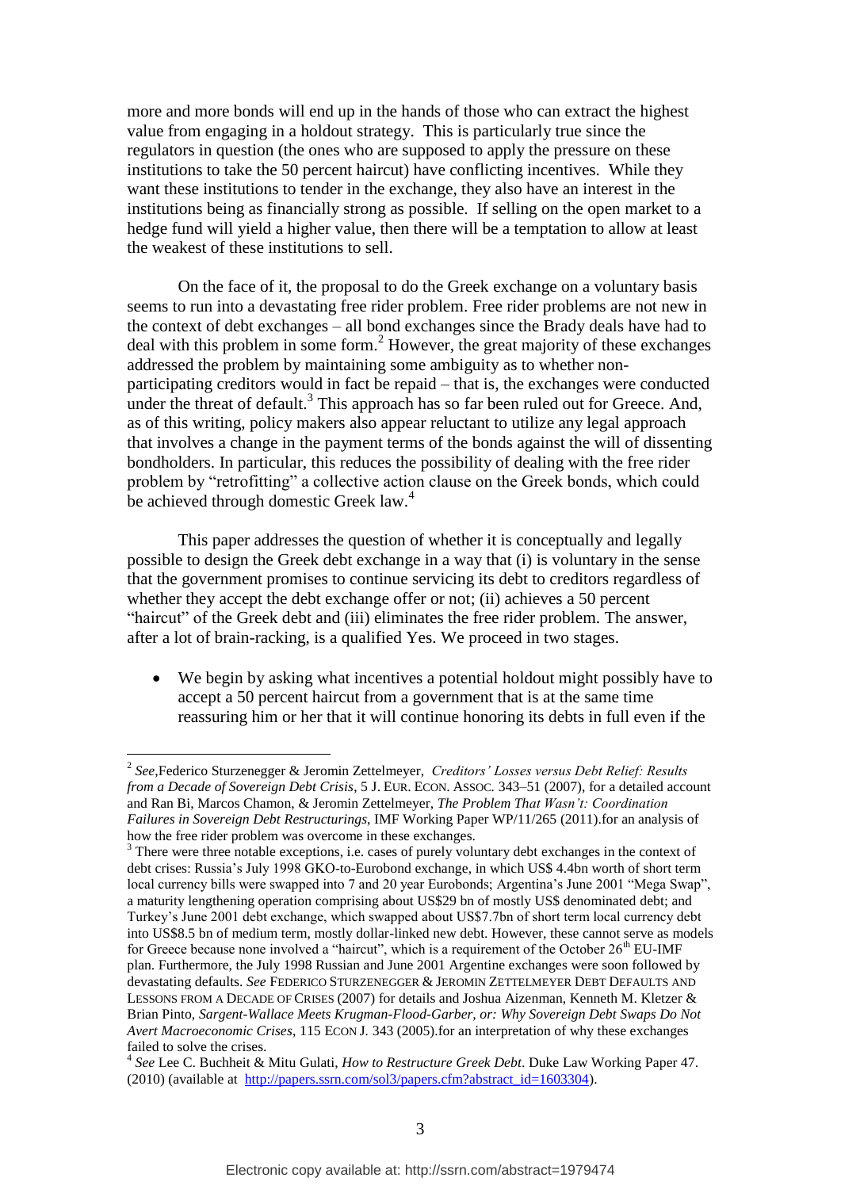more and more bonds will end up in the hands of those who can extract the highest value from engaging in a holdout strategy. This is particularly true since the regulators in question (the ones who are supposed to apply the pressure on these institutions to take the 50 percent haircut) have conflicting incentives. While they want these institutions to tender in the exchange, they also have an interest in the institutions being as financially strong as possible. If selling on the open market to a hedge fund will yield a higher value, then there will be a temptation to allow at least the weakest of these institutions to sell.

On the face of it, the proposal to do the Greek exchange on a voluntary basis seems to run into a devastating free rider problem. Free rider problems are not new in the context of debt exchanges – all bond exchanges since the Brady deals have had to deal with this problem in some form.[2] However, the great majority of these exchanges addressed the problem by maintaining some ambiguity as to whether non-participating creditors would in fact be repaid – that is, the exchanges were conducted under the threat of default.[3] This approach has so far been ruled out for Greece. And, as of this writing, policy makers also appear reluctant to utilize any legal approach that involves a change in the payment terms of the bonds against the will of dissenting bondholders. In particular, this reduces the possibility of dealing with the free rider problem by "retrofitting" a collective action clause on the Greek bonds, which could be achieved through domestic Greek law.[4]

This paper addresses the question of whether it is conceptually and legally possible to design the Greek debt exchange in a way that (i) is voluntary in the sense that the government promises to continue servicing its debt to creditors regardless of whether they accept the debt exchange offer or not; (ii) achieves a 50 percent "haircut" of the Greek debt and (iii) eliminates the free rider problem. The answer, after a lot of brain-racking, is a qualified Yes. We proceed in two stages.

- We begin by asking what incentives a potential holdout might possibly have to accept a 50 percent haircut from a government that is at the same time reassuring him or her that it will continue honoring its debts in full even if the

---

[2] *See*, Federico Sturzenegger & Jeromin Zettelmeyer, *Creditors' Losses versus Debt Relief: Results from a Decade of Sovereign Debt Crisis*, 5 J. EUR. ECON. ASSOC. 343–51 (2007), for a detailed account and Ran Bi, Marcos Chamon, & Jeromin Zettelmeyer, *The Problem That Wasn't: Coordination Failures in Sovereign Debt Restructurings*, IMF Working Paper WP/11/265 (2011).for an analysis of how the free rider problem was overcome in these exchanges.

[3] There were three notable exceptions, i.e. cases of purely voluntary debt exchanges in the context of debt crises: Russia's July 1998 GKO-to-Eurobond exchange, in which US$ 4.4bn worth of short term local currency bills were swapped into 7 and 20 year Eurobonds; Argentina's June 2001 "Mega Swap", a maturity lengthening operation comprising about US$29 bn of mostly US$ denominated debt; and Turkey's June 2001 debt exchange, which swapped about US$7.7bn of short term local currency debt into US$8.5 bn of medium term, mostly dollar-linked new debt. However, these cannot serve as models for Greece because none involved a "haircut", which is a requirement of the October 26th EU-IMF plan. Furthermore, the July 1998 Russian and June 2001 Argentine exchanges were soon followed by devastating defaults. *See* FEDERICO STURZENEGGER & JEROMIN ZETTELMEYER DEBT DEFAULTS AND LESSONS FROM A DECADE OF CRISES (2007) for details and Joshua Aizenman, Kenneth M. Kletzer & Brian Pinto, *Sargent-Wallace Meets Krugman-Flood-Garber, or: Why Sovereign Debt Swaps Do Not Avert Macroeconomic Crises*, 115 ECON J. 343 (2005).for an interpretation of why these exchanges failed to solve the crises.

[4] *See* Lee C. Buchheit & Mitu Gulati, *How to Restructure Greek Debt*. Duke Law Working Paper 47. (2010) (available at http://papers.ssrn.com/sol3/papers.cfm?abstract_id=1603304).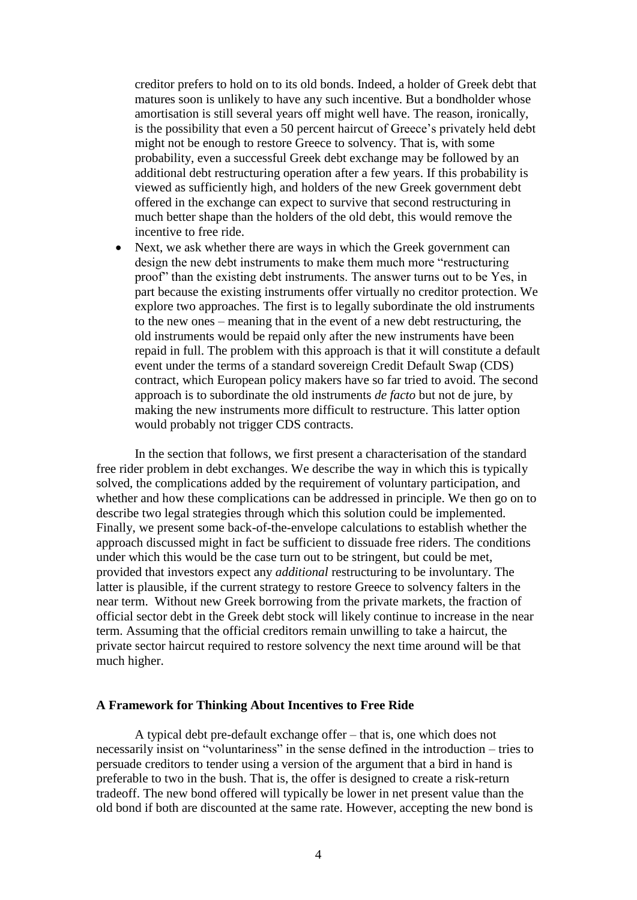creditor prefers to hold on to its old bonds. Indeed, a holder of Greek debt that matures soon is unlikely to have any such incentive. But a bondholder whose amortisation is still several years off might well have. The reason, ironically, is the possibility that even a 50 percent haircut of Greece's privately held debt might not be enough to restore Greece to solvency. That is, with some probability, even a successful Greek debt exchange may be followed by an additional debt restructuring operation after a few years. If this probability is viewed as sufficiently high, and holders of the new Greek government debt offered in the exchange can expect to survive that second restructuring in much better shape than the holders of the old debt, this would remove the incentive to free ride.

- Next, we ask whether there are ways in which the Greek government can design the new debt instruments to make them much more "restructuring proof" than the existing debt instruments. The answer turns out to be Yes, in part because the existing instruments offer virtually no creditor protection. We explore two approaches. The first is to legally subordinate the old instruments to the new ones – meaning that in the event of a new debt restructuring, the old instruments would be repaid only after the new instruments have been repaid in full. The problem with this approach is that it will constitute a default event under the terms of a standard sovereign Credit Default Swap (CDS) contract, which European policy makers have so far tried to avoid. The second approach is to subordinate the old instruments *de facto* but not de jure, by making the new instruments more difficult to restructure. This latter option would probably not trigger CDS contracts.

In the section that follows, we first present a characterisation of the standard free rider problem in debt exchanges. We describe the way in which this is typically solved, the complications added by the requirement of voluntary participation, and whether and how these complications can be addressed in principle. We then go on to describe two legal strategies through which this solution could be implemented. Finally, we present some back-of-the-envelope calculations to establish whether the approach discussed might in fact be sufficient to dissuade free riders. The conditions under which this would be the case turn out to be stringent, but could be met, provided that investors expect any *additional* restructuring to be involuntary. The latter is plausible, if the current strategy to restore Greece to solvency falters in the near term. Without new Greek borrowing from the private markets, the fraction of official sector debt in the Greek debt stock will likely continue to increase in the near term. Assuming that the official creditors remain unwilling to take a haircut, the private sector haircut required to restore solvency the next time around will be that much higher.

## A Framework for Thinking About Incentives to Free Ride

A typical debt pre-default exchange offer – that is, one which does not necessarily insist on "voluntariness" in the sense defined in the introduction – tries to persuade creditors to tender using a version of the argument that a bird in hand is preferable to two in the bush. That is, the offer is designed to create a risk-return tradeoff. The new bond offered will typically be lower in net present value than the old bond if both are discounted at the same rate. However, accepting the new bond is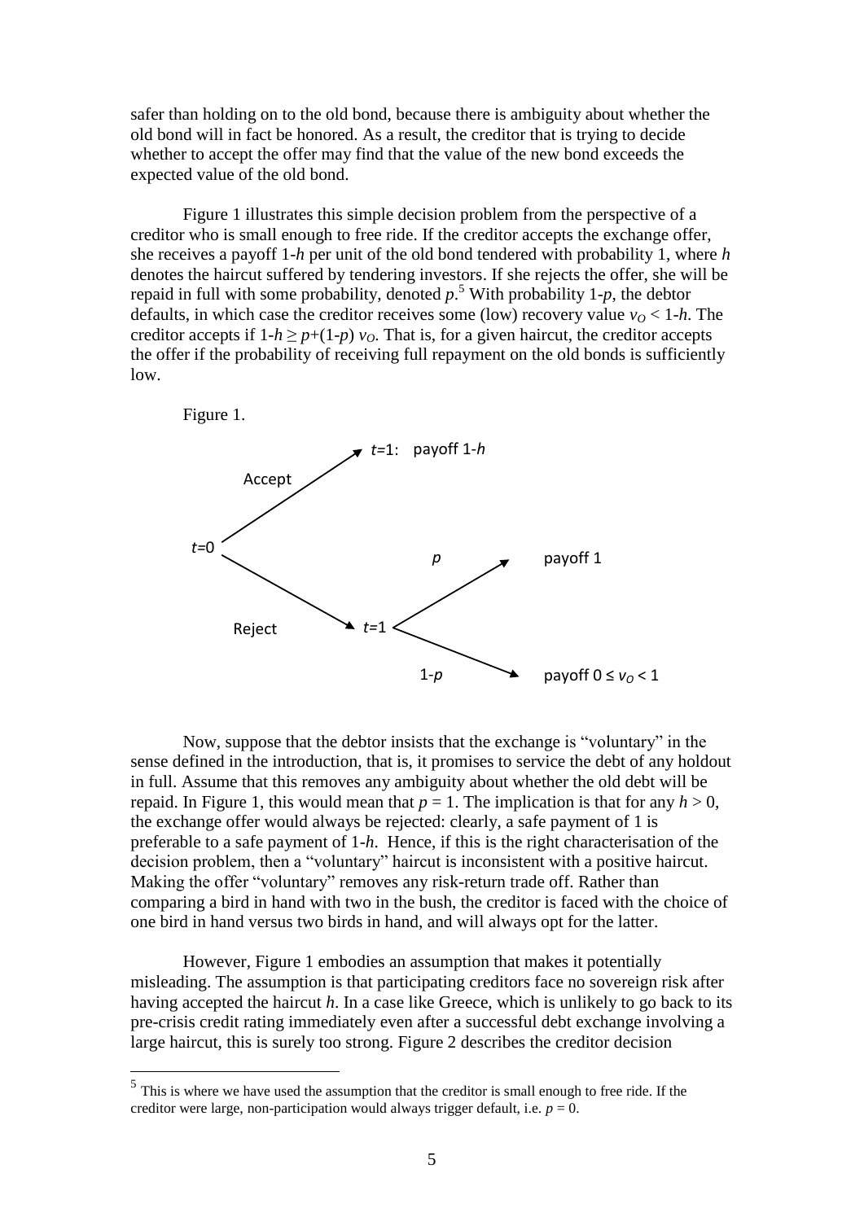safer than holding on to the old bond, because there is ambiguity about whether the old bond will in fact be honored. As a result, the creditor that is trying to decide whether to accept the offer may find that the value of the new bond exceeds the expected value of the old bond.

Figure 1 illustrates this simple decision problem from the perspective of a creditor who is small enough to free ride. If the creditor accepts the exchange offer, she receives a payoff $1-h$ per unit of the old bond tendered with probability 1, where $h$ denotes the haircut suffered by tendering investors. If she rejects the offer, she will be repaid in full with some probability, denoted $p$.[5] With probability $1-p$, the debtor defaults, in which case the creditor receives some (low) recovery value $v_O < 1-h$. The creditor accepts if $1-h \geq p+(1-p)\, v_O$. That is, for a given haircut, the creditor accepts the offer if the probability of receiving full repayment on the old bonds is sufficiently low.

Figure 1.

Now, suppose that the debtor insists that the exchange is "voluntary" in the sense defined in the introduction, that is, it promises to service the debt of any holdout in full. Assume that this removes any ambiguity about whether the old debt will be repaid. In Figure 1, this would mean that $p = 1$. The implication is that for any $h > 0$, the exchange offer would always be rejected: clearly, a safe payment of 1 is preferable to a safe payment of $1-h$. Hence, if this is the right characterisation of the decision problem, then a "voluntary" haircut is inconsistent with a positive haircut. Making the offer "voluntary" removes any risk-return trade off. Rather than comparing a bird in hand with two in the bush, the creditor is faced with the choice of one bird in hand versus two birds in hand, and will always opt for the latter.

However, Figure 1 embodies an assumption that makes it potentially misleading. The assumption is that participating creditors face no sovereign risk after having accepted the haircut $h$. In a case like Greece, which is unlikely to go back to its pre-crisis credit rating immediately even after a successful debt exchange involving a large haircut, this is surely too strong. Figure 2 describes the creditor decision

[5] This is where we have used the assumption that the creditor is small enough to free ride. If the creditor were large, non-participation would always trigger default, i.e. $p = 0$.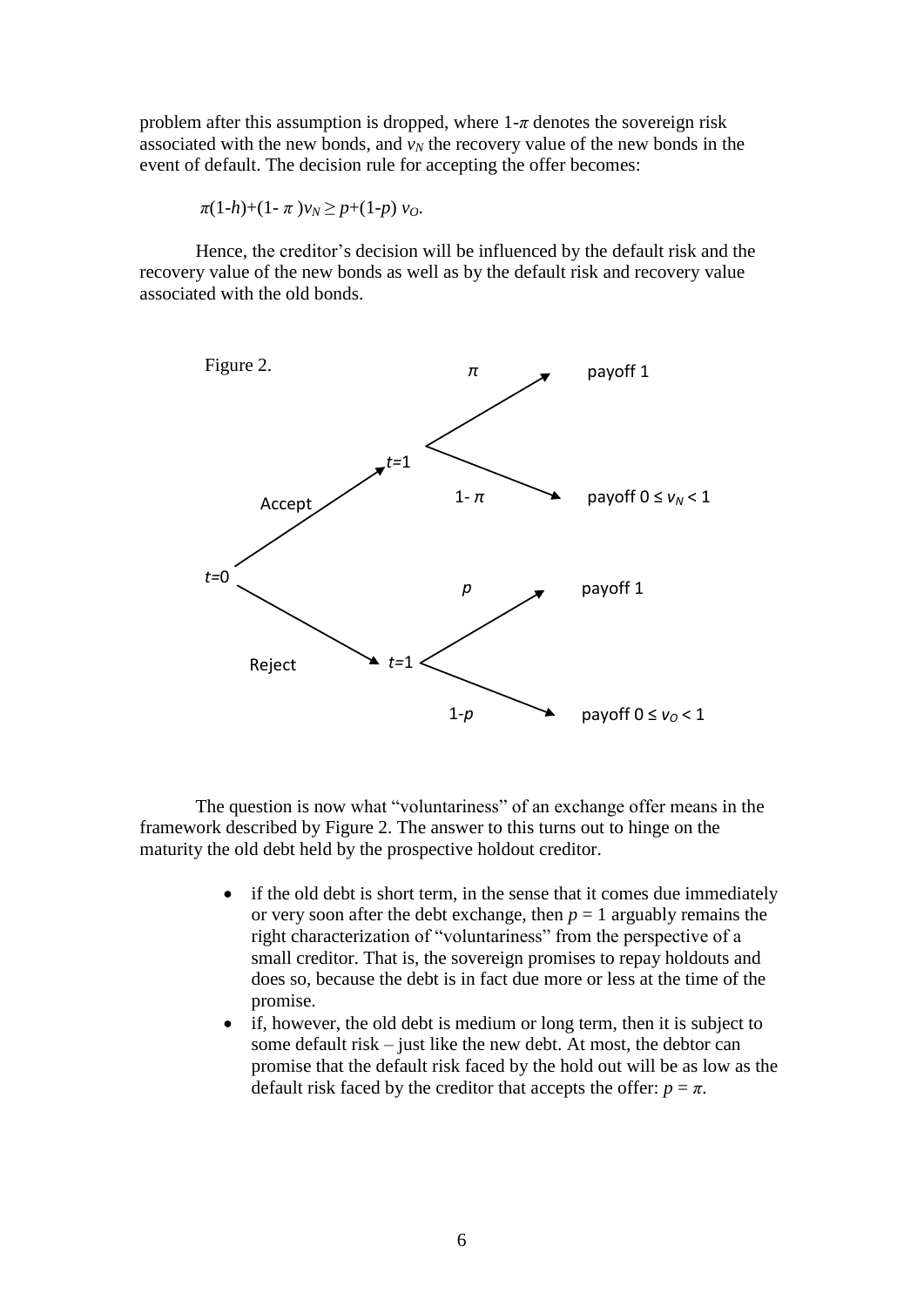problem after this assumption is dropped, where $1-\pi$ denotes the sovereign risk associated with the new bonds, and $v_N$ the recovery value of the new bonds in the event of default. The decision rule for accepting the offer becomes:

$$\pi(1-h)+(1-\pi)v_N \geq p+(1-p)\, v_O.$$

Hence, the creditor's decision will be influenced by the default risk and the recovery value of the new bonds as well as by the default risk and recovery value associated with the old bonds.

Figure 2.

- $t=0$ → Accept → $t=1$:
  - $\pi$ → payoff 1
  - $1-\pi$ → payoff $0 \leq v_N < 1$
- $t=0$ → Reject → $t=1$:
  - $p$ → payoff 1
  - $1-p$ → payoff $0 \leq v_O < 1$

The question is now what "voluntariness" of an exchange offer means in the framework described by Figure 2. The answer to this turns out to hinge on the maturity the old debt held by the prospective holdout creditor.

- if the old debt is short term, in the sense that it comes due immediately or very soon after the debt exchange, then $p = 1$ arguably remains the right characterization of "voluntariness" from the perspective of a small creditor. That is, the sovereign promises to repay holdouts and does so, because the debt is in fact due more or less at the time of the promise.
- if, however, the old debt is medium or long term, then it is subject to some default risk – just like the new debt. At most, the debtor can promise that the default risk faced by the hold out will be as low as the default risk faced by the creditor that accepts the offer: $p = \pi$.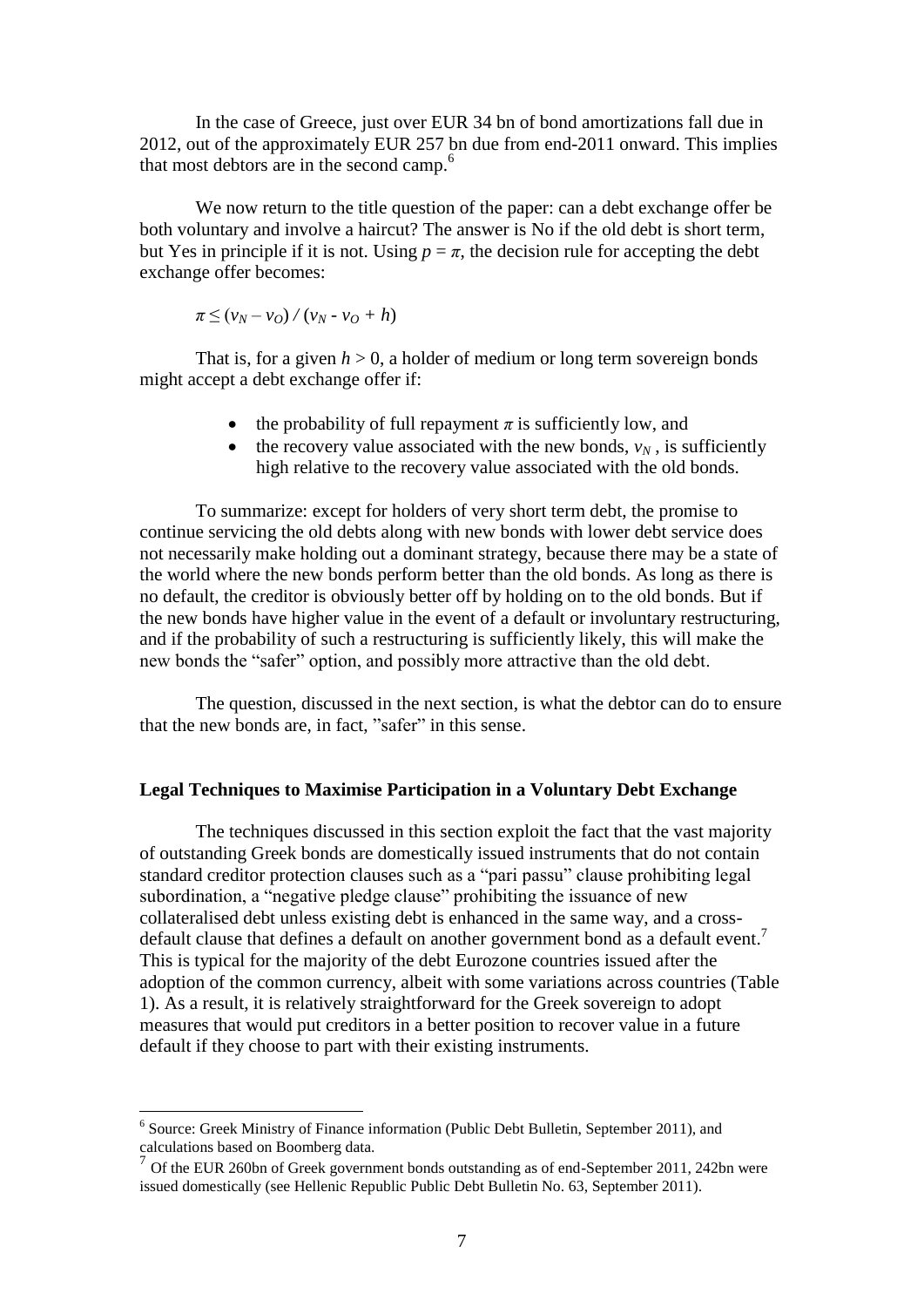In the case of Greece, just over EUR 34 bn of bond amortizations fall due in 2012, out of the approximately EUR 257 bn due from end-2011 onward. This implies that most debtors are in the second camp.[6]

We now return to the title question of the paper: can a debt exchange offer be both voluntary and involve a haircut? The answer is No if the old debt is short term, but Yes in principle if it is not. Using $p = \pi$, the decision rule for accepting the debt exchange offer becomes:

$$\pi \leq (v_N - v_O) / (v_N - v_O + h)$$

That is, for a given $h > 0$, a holder of medium or long term sovereign bonds might accept a debt exchange offer if:

- the probability of full repayment $\pi$ is sufficiently low, and
- the recovery value associated with the new bonds, $v_N$, is sufficiently high relative to the recovery value associated with the old bonds.

To summarize: except for holders of very short term debt, the promise to continue servicing the old debts along with new bonds with lower debt service does not necessarily make holding out a dominant strategy, because there may be a state of the world where the new bonds perform better than the old bonds. As long as there is no default, the creditor is obviously better off by holding on to the old bonds. But if the new bonds have higher value in the event of a default or involuntary restructuring, and if the probability of such a restructuring is sufficiently likely, this will make the new bonds the "safer" option, and possibly more attractive than the old debt.

The question, discussed in the next section, is what the debtor can do to ensure that the new bonds are, in fact, "safer" in this sense.

## Legal Techniques to Maximise Participation in a Voluntary Debt Exchange

The techniques discussed in this section exploit the fact that the vast majority of outstanding Greek bonds are domestically issued instruments that do not contain standard creditor protection clauses such as a "pari passu" clause prohibiting legal subordination, a "negative pledge clause" prohibiting the issuance of new collateralised debt unless existing debt is enhanced in the same way, and a cross-default clause that defines a default on another government bond as a default event.[7] This is typical for the majority of the debt Eurozone countries issued after the adoption of the common currency, albeit with some variations across countries (Table 1). As a result, it is relatively straightforward for the Greek sovereign to adopt measures that would put creditors in a better position to recover value in a future default if they choose to part with their existing instruments.

---

[6] Source: Greek Ministry of Finance information (Public Debt Bulletin, September 2011), and calculations based on Boomberg data.

[7] Of the EUR 260bn of Greek government bonds outstanding as of end-September 2011, 242bn were issued domestically (see Hellenic Republic Public Debt Bulletin No. 63, September 2011).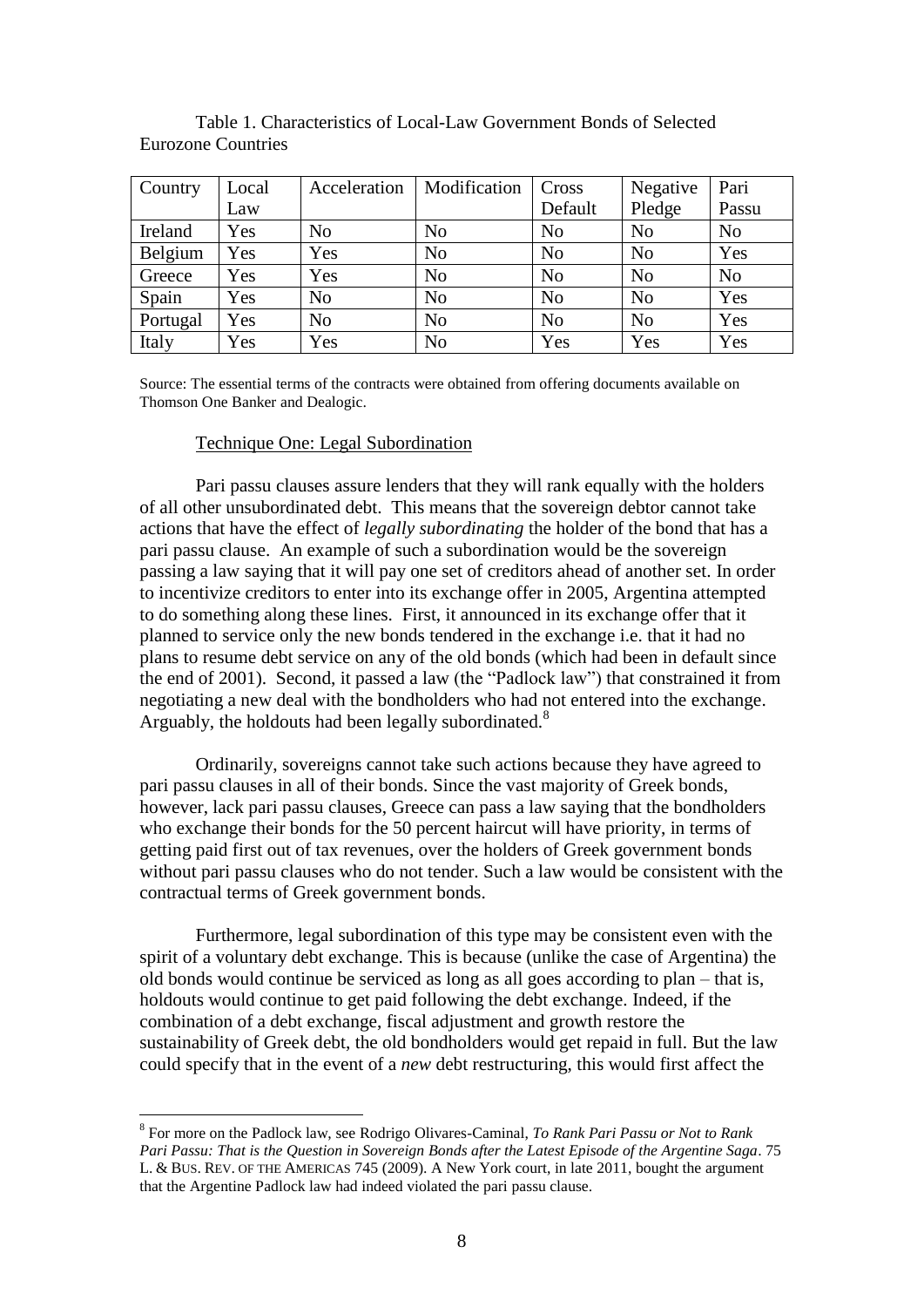Table 1. Characteristics of Local-Law Government Bonds of Selected Eurozone Countries

| Country | Local Law | Acceleration | Modification | Cross Default | Negative Pledge | Pari Passu |
|---|---|---|---|---|---|---|
| Ireland | Yes | No | No | No | No | No |
| Belgium | Yes | Yes | No | No | No | Yes |
| Greece | Yes | Yes | No | No | No | No |
| Spain | Yes | No | No | No | No | Yes |
| Portugal | Yes | No | No | No | No | Yes |
| Italy | Yes | Yes | No | Yes | Yes | Yes |

Source: The essential terms of the contracts were obtained from offering documents available on Thomson One Banker and Dealogic.

Technique One: Legal Subordination

Pari passu clauses assure lenders that they will rank equally with the holders of all other unsubordinated debt. This means that the sovereign debtor cannot take actions that have the effect of *legally subordinating* the holder of the bond that has a pari passu clause. An example of such a subordination would be the sovereign passing a law saying that it will pay one set of creditors ahead of another set. In order to incentivize creditors to enter into its exchange offer in 2005, Argentina attempted to do something along these lines. First, it announced in its exchange offer that it planned to service only the new bonds tendered in the exchange i.e. that it had no plans to resume debt service on any of the old bonds (which had been in default since the end of 2001). Second, it passed a law (the "Padlock law") that constrained it from negotiating a new deal with the bondholders who had not entered into the exchange. Arguably, the holdouts had been legally subordinated.[8]

Ordinarily, sovereigns cannot take such actions because they have agreed to pari passu clauses in all of their bonds. Since the vast majority of Greek bonds, however, lack pari passu clauses, Greece can pass a law saying that the bondholders who exchange their bonds for the 50 percent haircut will have priority, in terms of getting paid first out of tax revenues, over the holders of Greek government bonds without pari passu clauses who do not tender. Such a law would be consistent with the contractual terms of Greek government bonds.

Furthermore, legal subordination of this type may be consistent even with the spirit of a voluntary debt exchange. This is because (unlike the case of Argentina) the old bonds would continue be serviced as long as all goes according to plan – that is, holdouts would continue to get paid following the debt exchange. Indeed, if the combination of a debt exchange, fiscal adjustment and growth restore the sustainability of Greek debt, the old bondholders would get repaid in full. But the law could specify that in the event of a *new* debt restructuring, this would first affect the

[8] For more on the Padlock law, see Rodrigo Olivares-Caminal, *To Rank Pari Passu or Not to Rank Pari Passu: That is the Question in Sovereign Bonds after the Latest Episode of the Argentine Saga*. 75 L. & BUS. REV. OF THE AMERICAS 745 (2009). A New York court, in late 2011, bought the argument that the Argentine Padlock law had indeed violated the pari passu clause.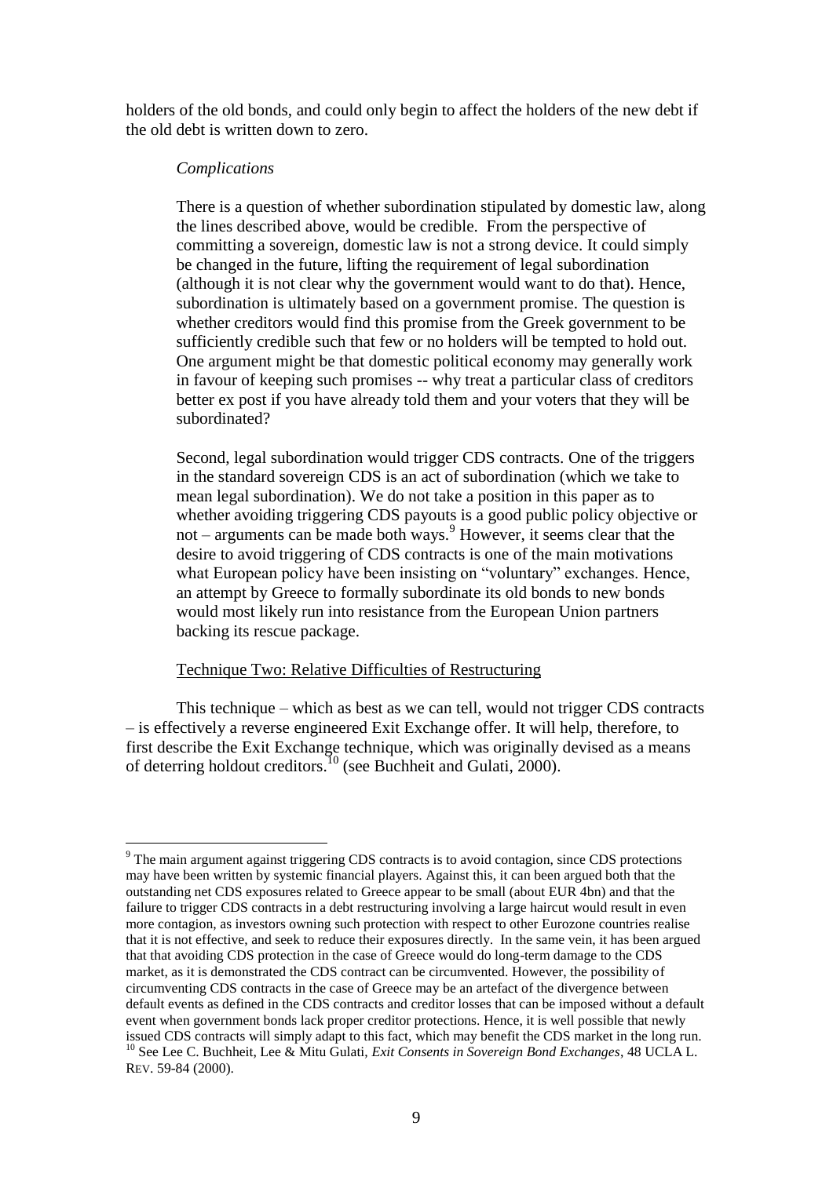holders of the old bonds, and could only begin to affect the holders of the new debt if the old debt is written down to zero.

*Complications*

There is a question of whether subordination stipulated by domestic law, along the lines described above, would be credible. From the perspective of committing a sovereign, domestic law is not a strong device. It could simply be changed in the future, lifting the requirement of legal subordination (although it is not clear why the government would want to do that). Hence, subordination is ultimately based on a government promise. The question is whether creditors would find this promise from the Greek government to be sufficiently credible such that few or no holders will be tempted to hold out. One argument might be that domestic political economy may generally work in favour of keeping such promises -- why treat a particular class of creditors better ex post if you have already told them and your voters that they will be subordinated?

Second, legal subordination would trigger CDS contracts. One of the triggers in the standard sovereign CDS is an act of subordination (which we take to mean legal subordination). We do not take a position in this paper as to whether avoiding triggering CDS payouts is a good public policy objective or not – arguments can be made both ways.[9] However, it seems clear that the desire to avoid triggering of CDS contracts is one of the main motivations what European policy have been insisting on "voluntary" exchanges. Hence, an attempt by Greece to formally subordinate its old bonds to new bonds would most likely run into resistance from the European Union partners backing its rescue package.

<u>Technique Two: Relative Difficulties of Restructuring</u>

This technique – which as best as we can tell, would not trigger CDS contracts – is effectively a reverse engineered Exit Exchange offer. It will help, therefore, to first describe the Exit Exchange technique, which was originally devised as a means of deterring holdout creditors.[10] (see Buchheit and Gulati, 2000).

---

[9] The main argument against triggering CDS contracts is to avoid contagion, since CDS protections may have been written by systemic financial players. Against this, it can been argued both that the outstanding net CDS exposures related to Greece appear to be small (about EUR 4bn) and that the failure to trigger CDS contracts in a debt restructuring involving a large haircut would result in even more contagion, as investors owning such protection with respect to other Eurozone countries realise that it is not effective, and seek to reduce their exposures directly. In the same vein, it has been argued that that avoiding CDS protection in the case of Greece would do long-term damage to the CDS market, as it is demonstrated the CDS contract can be circumvented. However, the possibility of circumventing CDS contracts in the case of Greece may be an artefact of the divergence between default events as defined in the CDS contracts and creditor losses that can be imposed without a default event when government bonds lack proper creditor protections. Hence, it is well possible that newly issued CDS contracts will simply adapt to this fact, which may benefit the CDS market in the long run.

[10] See Lee C. Buchheit, Lee & Mitu Gulati, *Exit Consents in Sovereign Bond Exchanges*, 48 UCLA L. REV. 59-84 (2000).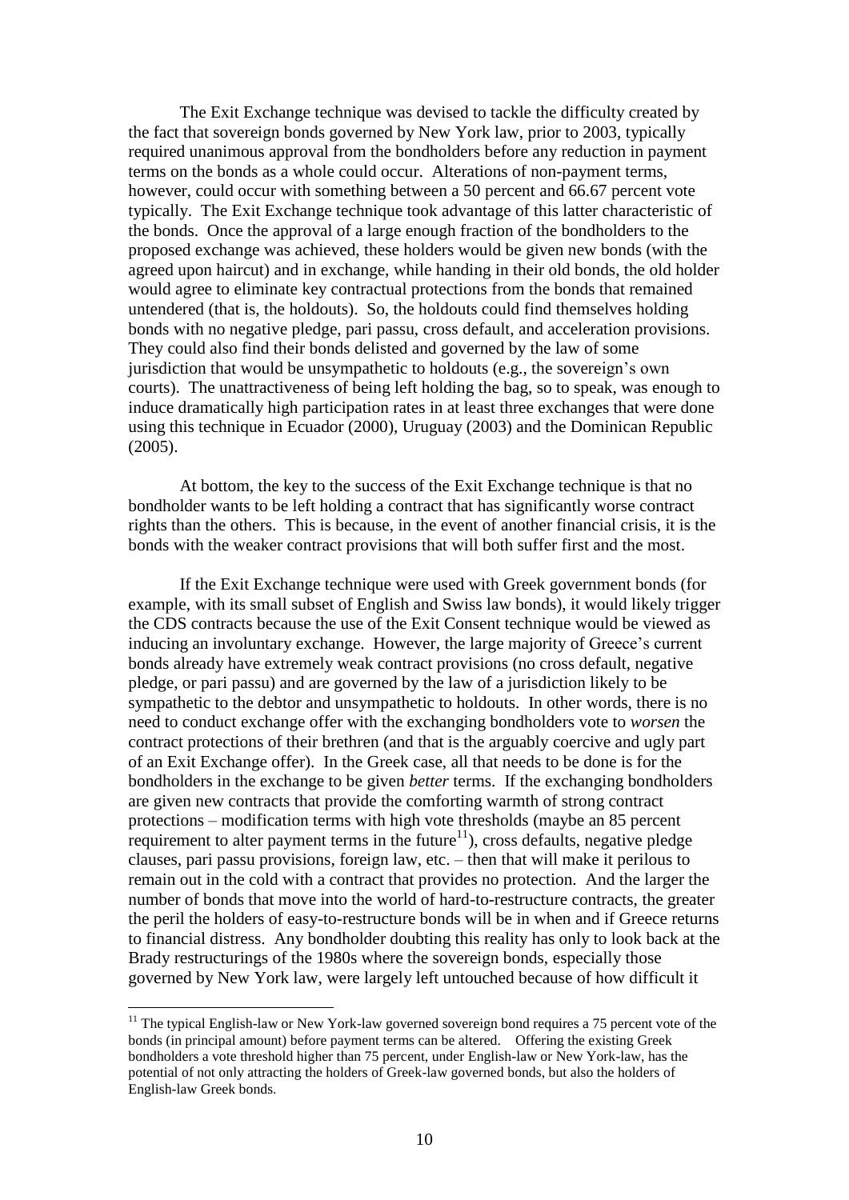The Exit Exchange technique was devised to tackle the difficulty created by the fact that sovereign bonds governed by New York law, prior to 2003, typically required unanimous approval from the bondholders before any reduction in payment terms on the bonds as a whole could occur. Alterations of non-payment terms, however, could occur with something between a 50 percent and 66.67 percent vote typically. The Exit Exchange technique took advantage of this latter characteristic of the bonds. Once the approval of a large enough fraction of the bondholders to the proposed exchange was achieved, these holders would be given new bonds (with the agreed upon haircut) and in exchange, while handing in their old bonds, the old holder would agree to eliminate key contractual protections from the bonds that remained untendered (that is, the holdouts). So, the holdouts could find themselves holding bonds with no negative pledge, pari passu, cross default, and acceleration provisions. They could also find their bonds delisted and governed by the law of some jurisdiction that would be unsympathetic to holdouts (e.g., the sovereign's own courts). The unattractiveness of being left holding the bag, so to speak, was enough to induce dramatically high participation rates in at least three exchanges that were done using this technique in Ecuador (2000), Uruguay (2003) and the Dominican Republic (2005).

At bottom, the key to the success of the Exit Exchange technique is that no bondholder wants to be left holding a contract that has significantly worse contract rights than the others. This is because, in the event of another financial crisis, it is the bonds with the weaker contract provisions that will both suffer first and the most.

If the Exit Exchange technique were used with Greek government bonds (for example, with its small subset of English and Swiss law bonds), it would likely trigger the CDS contracts because the use of the Exit Consent technique would be viewed as inducing an involuntary exchange. However, the large majority of Greece's current bonds already have extremely weak contract provisions (no cross default, negative pledge, or pari passu) and are governed by the law of a jurisdiction likely to be sympathetic to the debtor and unsympathetic to holdouts. In other words, there is no need to conduct exchange offer with the exchanging bondholders vote to *worsen* the contract protections of their brethren (and that is the arguably coercive and ugly part of an Exit Exchange offer). In the Greek case, all that needs to be done is for the bondholders in the exchange to be given *better* terms. If the exchanging bondholders are given new contracts that provide the comforting warmth of strong contract protections – modification terms with high vote thresholds (maybe an 85 percent requirement to alter payment terms in the future[11]), cross defaults, negative pledge clauses, pari passu provisions, foreign law, etc. – then that will make it perilous to remain out in the cold with a contract that provides no protection. And the larger the number of bonds that move into the world of hard-to-restructure contracts, the greater the peril the holders of easy-to-restructure bonds will be in when and if Greece returns to financial distress. Any bondholder doubting this reality has only to look back at the Brady restructurings of the 1980s where the sovereign bonds, especially those governed by New York law, were largely left untouched because of how difficult it

[11] The typical English-law or New York-law governed sovereign bond requires a 75 percent vote of the bonds (in principal amount) before payment terms can be altered. Offering the existing Greek bondholders a vote threshold higher than 75 percent, under English-law or New York-law, has the potential of not only attracting the holders of Greek-law governed bonds, but also the holders of English-law Greek bonds.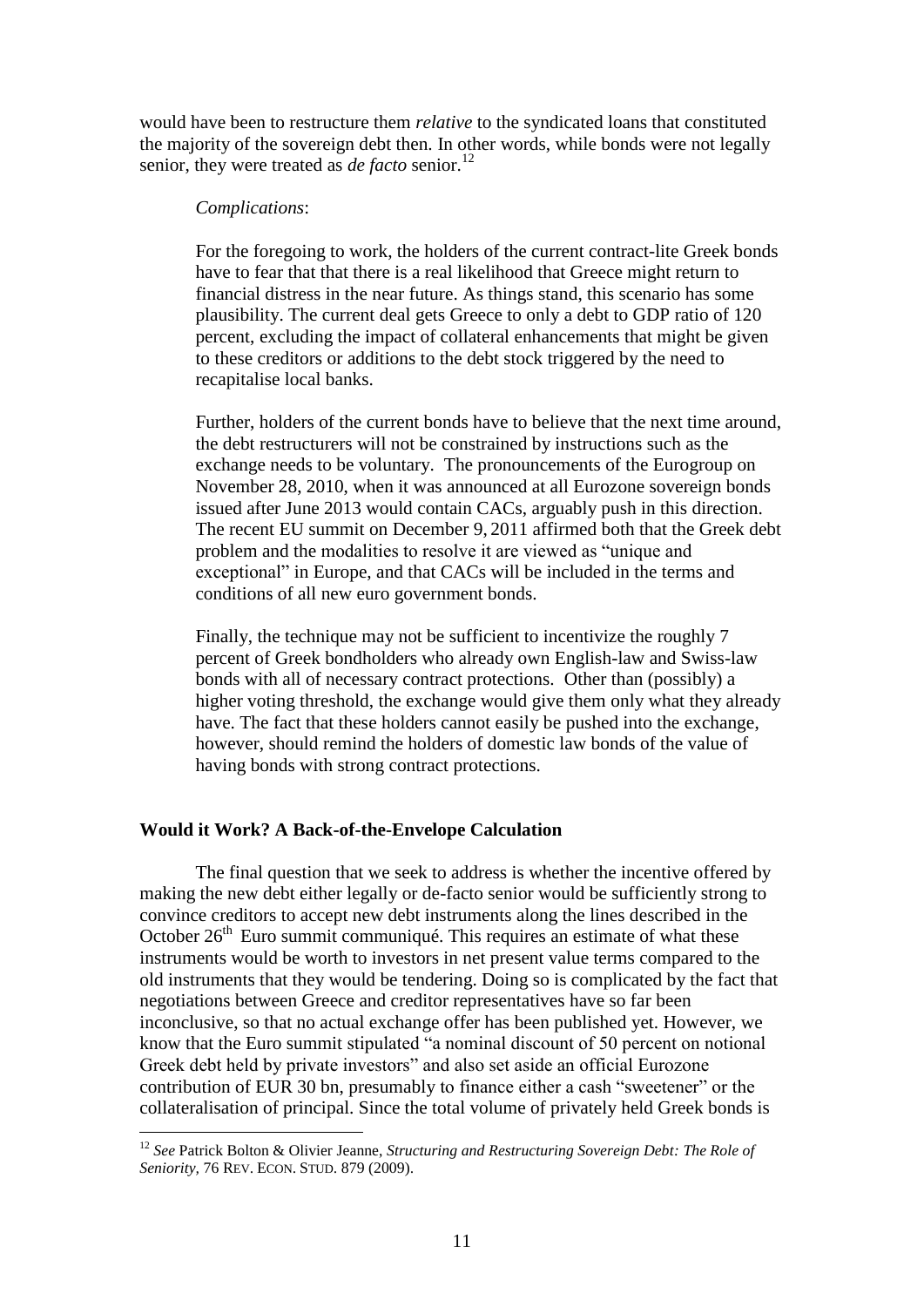would have been to restructure them *relative* to the syndicated loans that constituted the majority of the sovereign debt then. In other words, while bonds were not legally senior, they were treated as *de facto* senior.[12]

> *Complications*:
>
> For the foregoing to work, the holders of the current contract-lite Greek bonds have to fear that that there is a real likelihood that Greece might return to financial distress in the near future. As things stand, this scenario has some plausibility. The current deal gets Greece to only a debt to GDP ratio of 120 percent, excluding the impact of collateral enhancements that might be given to these creditors or additions to the debt stock triggered by the need to recapitalise local banks.
>
> Further, holders of the current bonds have to believe that the next time around, the debt restructurers will not be constrained by instructions such as the exchange needs to be voluntary. The pronouncements of the Eurogroup on November 28, 2010, when it was announced at all Eurozone sovereign bonds issued after June 2013 would contain CACs, arguably push in this direction. The recent EU summit on December 9, 2011 affirmed both that the Greek debt problem and the modalities to resolve it are viewed as "unique and exceptional" in Europe, and that CACs will be included in the terms and conditions of all new euro government bonds.
>
> Finally, the technique may not be sufficient to incentivize the roughly 7 percent of Greek bondholders who already own English-law and Swiss-law bonds with all of necessary contract protections. Other than (possibly) a higher voting threshold, the exchange would give them only what they already have. The fact that these holders cannot easily be pushed into the exchange, however, should remind the holders of domestic law bonds of the value of having bonds with strong contract protections.

## Would it Work? A Back-of-the-Envelope Calculation

The final question that we seek to address is whether the incentive offered by making the new debt either legally or de-facto senior would be sufficiently strong to convince creditors to accept new debt instruments along the lines described in the October 26th Euro summit communiqué. This requires an estimate of what these instruments would be worth to investors in net present value terms compared to the old instruments that they would be tendering. Doing so is complicated by the fact that negotiations between Greece and creditor representatives have so far been inconclusive, so that no actual exchange offer has been published yet. However, we know that the Euro summit stipulated "a nominal discount of 50 percent on notional Greek debt held by private investors" and also set aside an official Eurozone contribution of EUR 30 bn, presumably to finance either a cash "sweetener" or the collateralisation of principal. Since the total volume of privately held Greek bonds is

---

[12] *See* Patrick Bolton & Olivier Jeanne, *Structuring and Restructuring Sovereign Debt: The Role of Seniority*, 76 REV. ECON. STUD. 879 (2009).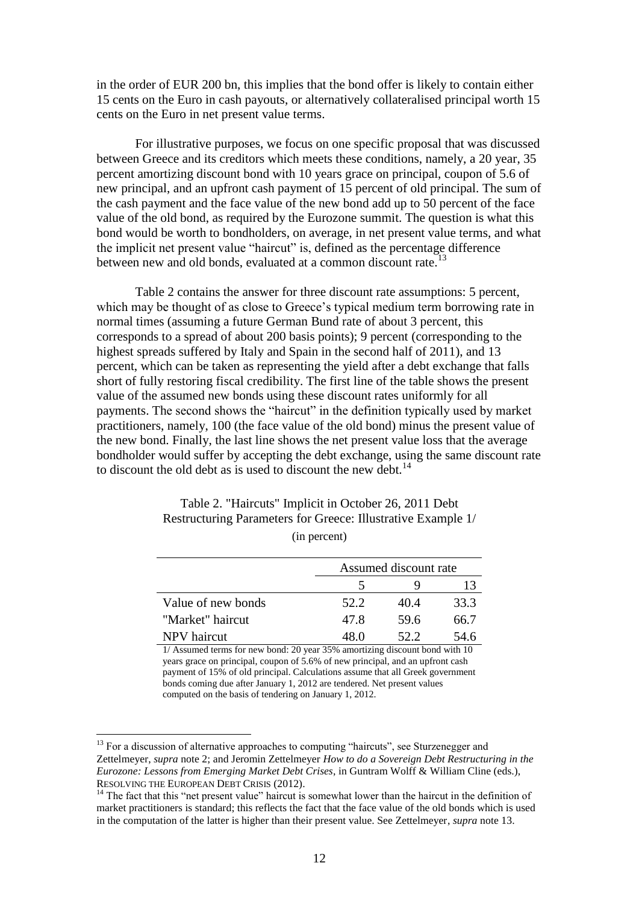in the order of EUR 200 bn, this implies that the bond offer is likely to contain either 15 cents on the Euro in cash payouts, or alternatively collateralised principal worth 15 cents on the Euro in net present value terms.

For illustrative purposes, we focus on one specific proposal that was discussed between Greece and its creditors which meets these conditions, namely, a 20 year, 35 percent amortizing discount bond with 10 years grace on principal, coupon of 5.6 of new principal, and an upfront cash payment of 15 percent of old principal. The sum of the cash payment and the face value of the new bond add up to 50 percent of the face value of the old bond, as required by the Eurozone summit. The question is what this bond would be worth to bondholders, on average, in net present value terms, and what the implicit net present value "haircut" is, defined as the percentage difference between new and old bonds, evaluated at a common discount rate.[13]

Table 2 contains the answer for three discount rate assumptions: 5 percent, which may be thought of as close to Greece's typical medium term borrowing rate in normal times (assuming a future German Bund rate of about 3 percent, this corresponds to a spread of about 200 basis points); 9 percent (corresponding to the highest spreads suffered by Italy and Spain in the second half of 2011), and 13 percent, which can be taken as representing the yield after a debt exchange that falls short of fully restoring fiscal credibility. The first line of the table shows the present value of the assumed new bonds using these discount rates uniformly for all payments. The second shows the "haircut" in the definition typically used by market practitioners, namely, 100 (the face value of the old bond) minus the present value of the new bond. Finally, the last line shows the net present value loss that the average bondholder would suffer by accepting the debt exchange, using the same discount rate to discount the old debt as is used to discount the new debt.[14]

Table 2. "Haircuts" Implicit in October 26, 2011 Debt Restructuring Parameters for Greece: Illustrative Example 1/

(in percent)

| | Assumed discount rate | | |
|---|---|---|---|
| | 5 | 9 | 13 |
| Value of new bonds | 52.2 | 40.4 | 33.3 |
| "Market" haircut | 47.8 | 59.6 | 66.7 |
| NPV haircut | 48.0 | 52.2 | 54.6 |

1/ Assumed terms for new bond: 20 year 35% amortizing discount bond with 10 years grace on principal, coupon of 5.6% of new principal, and an upfront cash payment of 15% of old principal. Calculations assume that all Greek government bonds coming due after January 1, 2012 are tendered. Net present values computed on the basis of tendering on January 1, 2012.

---

[13] For a discussion of alternative approaches to computing "haircuts", see Sturzenegger and Zettelmeyer, *supra* note 2; and Jeromin Zettelmeyer *How to do a Sovereign Debt Restructuring in the Eurozone: Lessons from Emerging Market Debt Crises*, in Guntram Wolff & William Cline (eds.), RESOLVING THE EUROPEAN DEBT CRISIS (2012).

[14] The fact that this "net present value" haircut is somewhat lower than the haircut in the definition of market practitioners is standard; this reflects the fact that the face value of the old bonds which is used in the computation of the latter is higher than their present value. See Zettelmeyer, *supra* note 13.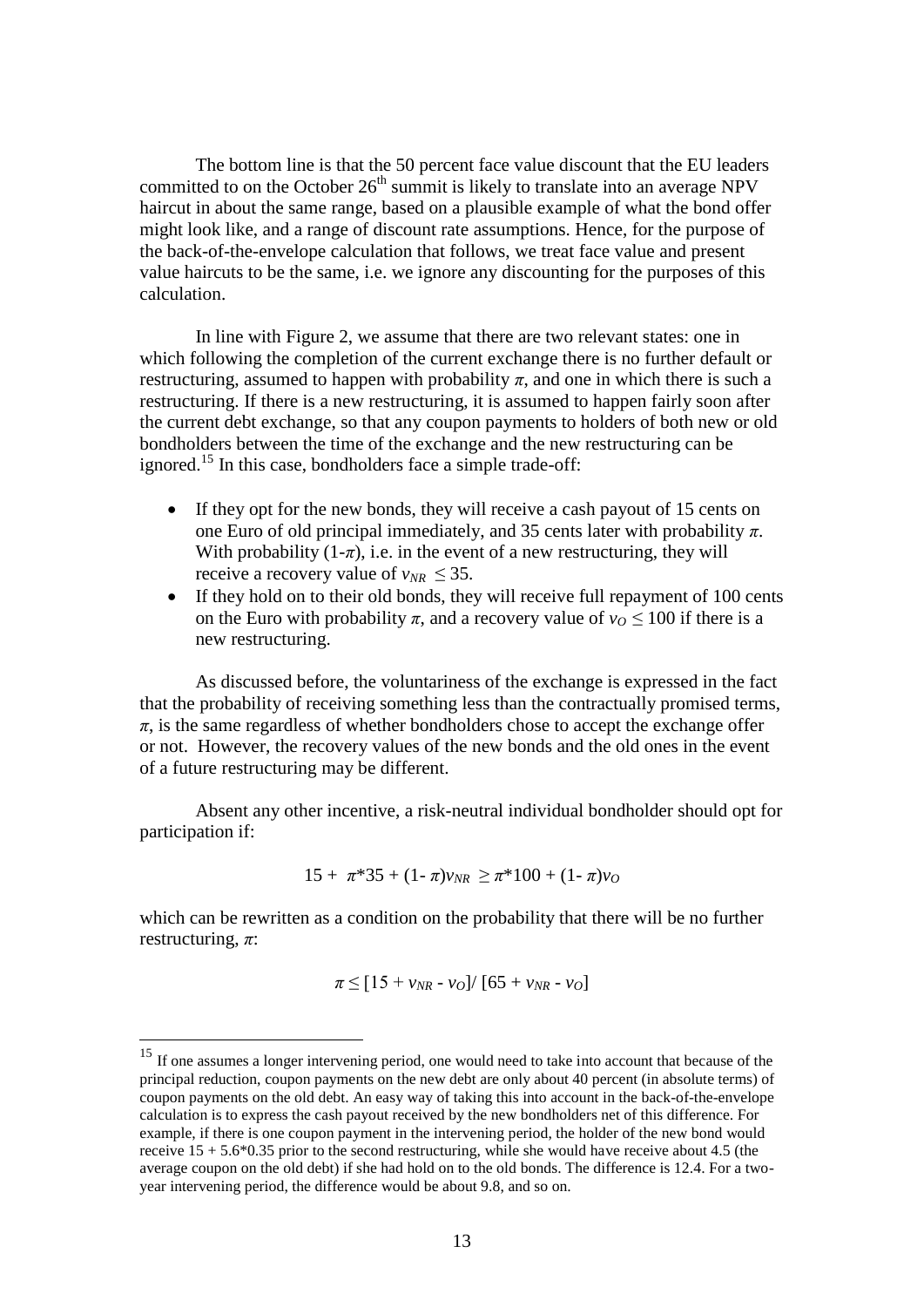The bottom line is that the 50 percent face value discount that the EU leaders committed to on the October 26th summit is likely to translate into an average NPV haircut in about the same range, based on a plausible example of what the bond offer might look like, and a range of discount rate assumptions. Hence, for the purpose of the back-of-the-envelope calculation that follows, we treat face value and present value haircuts to be the same, i.e. we ignore any discounting for the purposes of this calculation.

In line with Figure 2, we assume that there are two relevant states: one in which following the completion of the current exchange there is no further default or restructuring, assumed to happen with probability $\pi$, and one in which there is such a restructuring. If there is a new restructuring, it is assumed to happen fairly soon after the current debt exchange, so that any coupon payments to holders of both new or old bondholders between the time of the exchange and the new restructuring can be ignored.[15] In this case, bondholders face a simple trade-off:

- If they opt for the new bonds, they will receive a cash payout of 15 cents on one Euro of old principal immediately, and 35 cents later with probability $\pi$. With probability $(1-\pi)$, i.e. in the event of a new restructuring, they will receive a recovery value of $v_{NR} \leq 35$.
- If they hold on to their old bonds, they will receive full repayment of 100 cents on the Euro with probability $\pi$, and a recovery value of $v_O \leq 100$ if there is a new restructuring.

As discussed before, the voluntariness of the exchange is expressed in the fact that the probability of receiving something less than the contractually promised terms, $\pi$, is the same regardless of whether bondholders chose to accept the exchange offer or not. However, the recovery values of the new bonds and the old ones in the event of a future restructuring may be different.

Absent any other incentive, a risk-neutral individual bondholder should opt for participation if:

$$15 + \pi*35 + (1-\pi)v_{NR} \geq \pi*100 + (1-\pi)v_O$$

which can be rewritten as a condition on the probability that there will be no further restructuring, $\pi$:

$$\pi \leq [15 + v_{NR} - v_O] / [65 + v_{NR} - v_O]$$

[15] If one assumes a longer intervening period, one would need to take into account that because of the principal reduction, coupon payments on the new debt are only about 40 percent (in absolute terms) of coupon payments on the old debt. An easy way of taking this into account in the back-of-the-envelope calculation is to express the cash payout received by the new bondholders net of this difference. For example, if there is one coupon payment in the intervening period, the holder of the new bond would receive $15 + 5.6*0.35$ prior to the second restructuring, while she would have receive about 4.5 (the average coupon on the old debt) if she had hold on to the old bonds. The difference is 12.4. For a two-year intervening period, the difference would be about 9.8, and so on.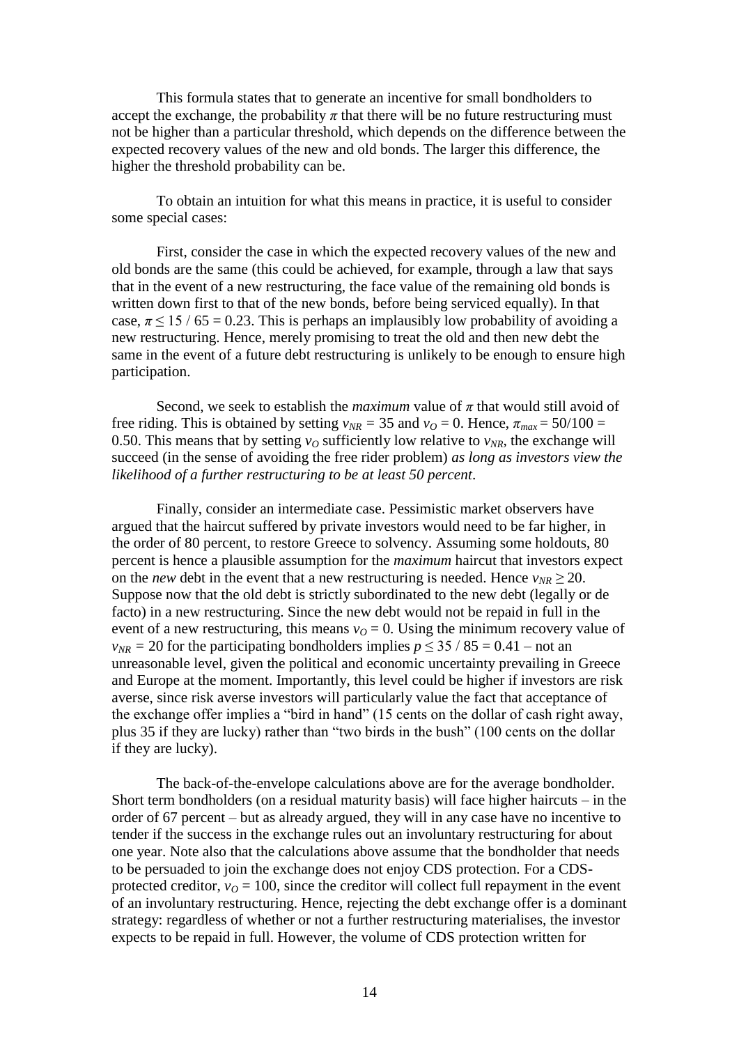This formula states that to generate an incentive for small bondholders to accept the exchange, the probability $\pi$ that there will be no future restructuring must not be higher than a particular threshold, which depends on the difference between the expected recovery values of the new and old bonds. The larger this difference, the higher the threshold probability can be.

To obtain an intuition for what this means in practice, it is useful to consider some special cases:

First, consider the case in which the expected recovery values of the new and old bonds are the same (this could be achieved, for example, through a law that says that in the event of a new restructuring, the face value of the remaining old bonds is written down first to that of the new bonds, before being serviced equally). In that case, $\pi \leq 15 / 65 = 0.23$. This is perhaps an implausibly low probability of avoiding a new restructuring. Hence, merely promising to treat the old and then new debt the same in the event of a future debt restructuring is unlikely to be enough to ensure high participation.

Second, we seek to establish the *maximum* value of $\pi$ that would still avoid of free riding. This is obtained by setting $v_{NR} = 35$ and $v_O = 0$. Hence, $\pi_{max} = 50/100 = 0.50$. This means that by setting $v_O$ sufficiently low relative to $v_{NR}$, the exchange will succeed (in the sense of avoiding the free rider problem) *as long as investors view the likelihood of a further restructuring to be at least 50 percent*.

Finally, consider an intermediate case. Pessimistic market observers have argued that the haircut suffered by private investors would need to be far higher, in the order of 80 percent, to restore Greece to solvency. Assuming some holdouts, 80 percent is hence a plausible assumption for the *maximum* haircut that investors expect on the *new* debt in the event that a new restructuring is needed. Hence $v_{NR} \geq 20$. Suppose now that the old debt is strictly subordinated to the new debt (legally or de facto) in a new restructuring. Since the new debt would not be repaid in full in the event of a new restructuring, this means $v_O = 0$. Using the minimum recovery value of $v_{NR} = 20$ for the participating bondholders implies $p \leq 35 / 85 = 0.41$ – not an unreasonable level, given the political and economic uncertainty prevailing in Greece and Europe at the moment. Importantly, this level could be higher if investors are risk averse, since risk averse investors will particularly value the fact that acceptance of the exchange offer implies a "bird in hand" (15 cents on the dollar of cash right away, plus 35 if they are lucky) rather than "two birds in the bush" (100 cents on the dollar if they are lucky).

The back-of-the-envelope calculations above are for the average bondholder. Short term bondholders (on a residual maturity basis) will face higher haircuts – in the order of 67 percent – but as already argued, they will in any case have no incentive to tender if the success in the exchange rules out an involuntary restructuring for about one year. Note also that the calculations above assume that the bondholder that needs to be persuaded to join the exchange does not enjoy CDS protection. For a CDS-protected creditor, $v_O = 100$, since the creditor will collect full repayment in the event of an involuntary restructuring. Hence, rejecting the debt exchange offer is a dominant strategy: regardless of whether or not a further restructuring materialises, the investor expects to be repaid in full. However, the volume of CDS protection written for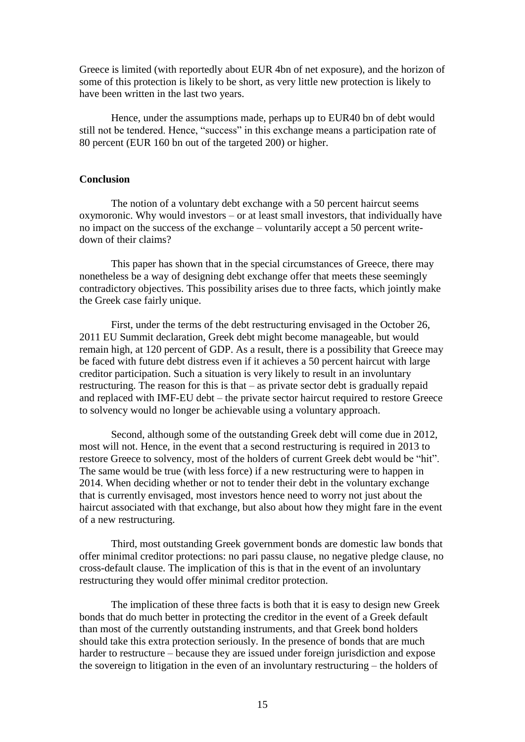Greece is limited (with reportedly about EUR 4bn of net exposure), and the horizon of some of this protection is likely to be short, as very little new protection is likely to have been written in the last two years.

Hence, under the assumptions made, perhaps up to EUR40 bn of debt would still not be tendered. Hence, "success" in this exchange means a participation rate of 80 percent (EUR 160 bn out of the targeted 200) or higher.

## Conclusion

The notion of a voluntary debt exchange with a 50 percent haircut seems oxymoronic. Why would investors – or at least small investors, that individually have no impact on the success of the exchange – voluntarily accept a 50 percent write-down of their claims?

This paper has shown that in the special circumstances of Greece, there may nonetheless be a way of designing debt exchange offer that meets these seemingly contradictory objectives. This possibility arises due to three facts, which jointly make the Greek case fairly unique.

First, under the terms of the debt restructuring envisaged in the October 26, 2011 EU Summit declaration, Greek debt might become manageable, but would remain high, at 120 percent of GDP. As a result, there is a possibility that Greece may be faced with future debt distress even if it achieves a 50 percent haircut with large creditor participation. Such a situation is very likely to result in an involuntary restructuring. The reason for this is that – as private sector debt is gradually repaid and replaced with IMF-EU debt – the private sector haircut required to restore Greece to solvency would no longer be achievable using a voluntary approach.

Second, although some of the outstanding Greek debt will come due in 2012, most will not. Hence, in the event that a second restructuring is required in 2013 to restore Greece to solvency, most of the holders of current Greek debt would be "hit". The same would be true (with less force) if a new restructuring were to happen in 2014. When deciding whether or not to tender their debt in the voluntary exchange that is currently envisaged, most investors hence need to worry not just about the haircut associated with that exchange, but also about how they might fare in the event of a new restructuring.

Third, most outstanding Greek government bonds are domestic law bonds that offer minimal creditor protections: no pari passu clause, no negative pledge clause, no cross-default clause. The implication of this is that in the event of an involuntary restructuring they would offer minimal creditor protection.

The implication of these three facts is both that it is easy to design new Greek bonds that do much better in protecting the creditor in the event of a Greek default than most of the currently outstanding instruments, and that Greek bond holders should take this extra protection seriously. In the presence of bonds that are much harder to restructure – because they are issued under foreign jurisdiction and expose the sovereign to litigation in the even of an involuntary restructuring – the holders of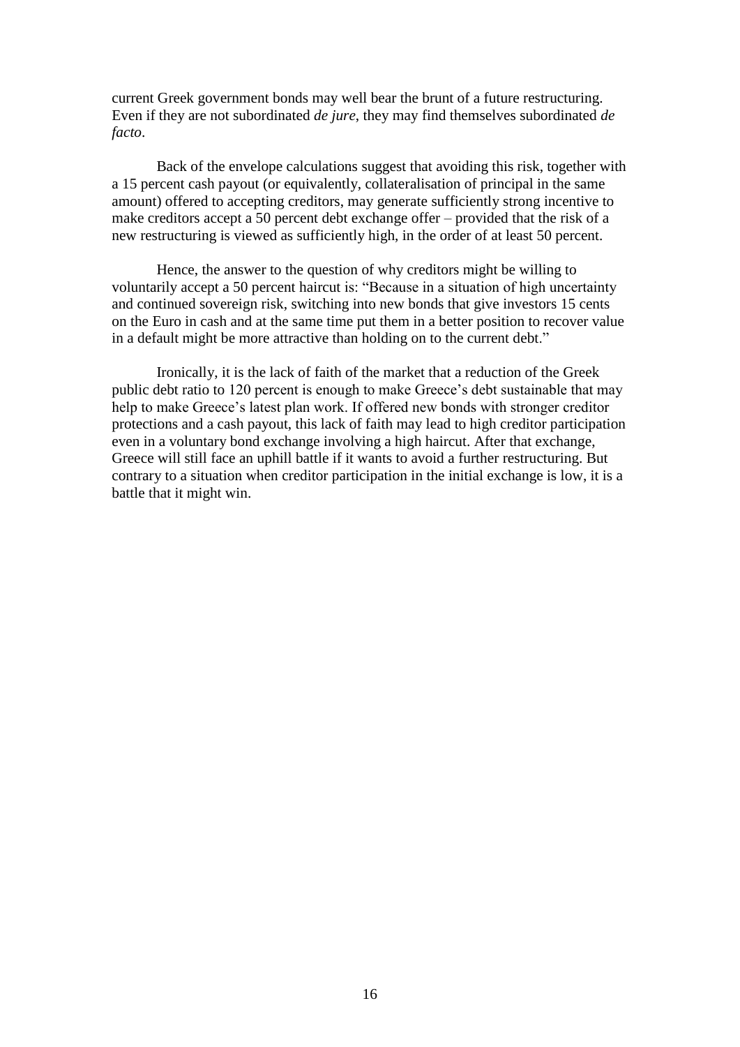current Greek government bonds may well bear the brunt of a future restructuring. Even if they are not subordinated *de jure*, they may find themselves subordinated *de facto*.

Back of the envelope calculations suggest that avoiding this risk, together with a 15 percent cash payout (or equivalently, collateralisation of principal in the same amount) offered to accepting creditors, may generate sufficiently strong incentive to make creditors accept a 50 percent debt exchange offer – provided that the risk of a new restructuring is viewed as sufficiently high, in the order of at least 50 percent.

Hence, the answer to the question of why creditors might be willing to voluntarily accept a 50 percent haircut is: "Because in a situation of high uncertainty and continued sovereign risk, switching into new bonds that give investors 15 cents on the Euro in cash and at the same time put them in a better position to recover value in a default might be more attractive than holding on to the current debt."

Ironically, it is the lack of faith of the market that a reduction of the Greek public debt ratio to 120 percent is enough to make Greece's debt sustainable that may help to make Greece's latest plan work. If offered new bonds with stronger creditor protections and a cash payout, this lack of faith may lead to high creditor participation even in a voluntary bond exchange involving a high haircut. After that exchange, Greece will still face an uphill battle if it wants to avoid a further restructuring. But contrary to a situation when creditor participation in the initial exchange is low, it is a battle that it might win.